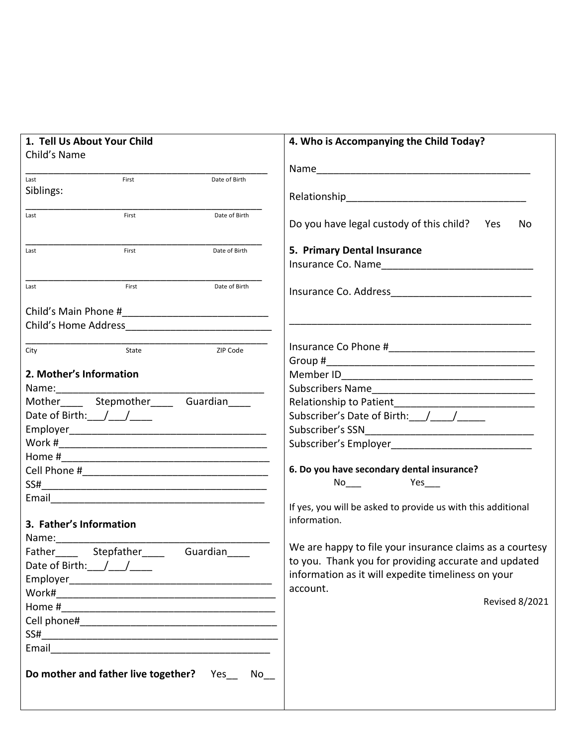## 1. Tell Us About Your Child

Child's Name

_____________________________________________
Last First Date of Birth

Siblings:

_____________________________________________
Last First Date of Birth

_____________________________________________
Last First Date of Birth

_____________________________________________
Last First Date of Birth

Child's Main Phone #_________________________

Child's Home Address_________________________

_____________________________________________
City State ZIP Code

## 2. Mother's Information

Name:_______________________________________

Mother____ Stepmother____ Guardian____

Date of Birth:___/___/____

Employer_____________________________________

Work #_______________________________________

Home #_______________________________________

Cell Phone #__________________________________

SS#__________________________________________

Email________________________________________

## 3. Father's Information

Name:_______________________________________

Father____ Stepfather____ Guardian____

Date of Birth:___/___/____

Employer_____________________________________

Work#________________________________________

Home #_______________________________________

Cell phone#___________________________________

SS#__________________________________________

Email________________________________________

**Do mother and father live together?** Yes__ No__

## 4. Who is Accompanying the Child Today?

Name_________________________________________

Relationship___________________________________

Do you have legal custody of this child? Yes No

## 5. Primary Dental Insurance

Insurance Co. Name____________________________

Insurance Co. Address__________________________

_____________________________________________

Insurance Co Phone #__________________________

Group #______________________________________

Member ID____________________________________

Subscribers Name______________________________

Relationship to Patient_________________________

Subscriber's Date of Birth:___/____/_____

Subscriber's SSN______________________________

Subscriber's Employer__________________________

## 6. Do you have secondary dental insurance?

No___ Yes___

If yes, you will be asked to provide us with this additional information.

We are happy to file your insurance claims as a courtesy to you. Thank you for providing accurate and updated information as it will expedite timeliness on your account.

Revised 8/2021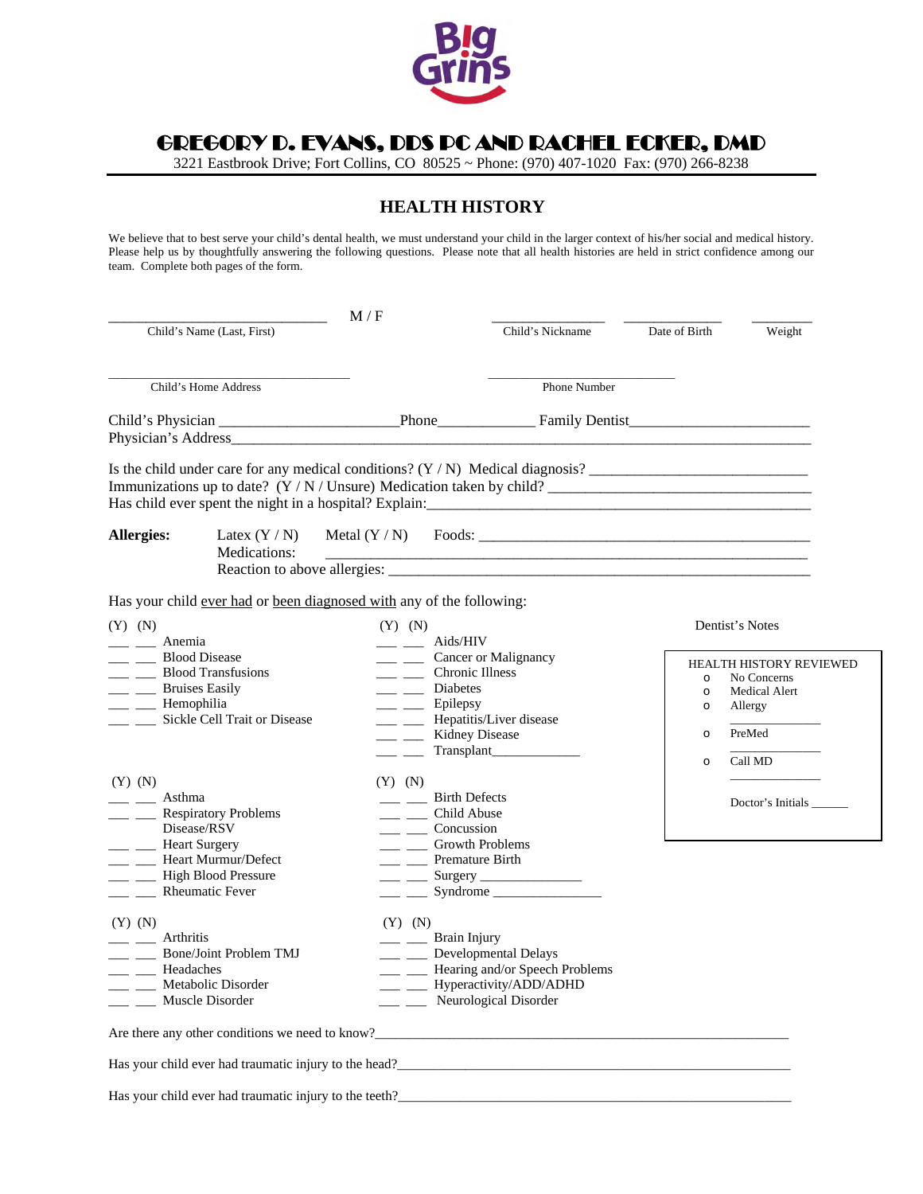# GREGORY D. EVANS, DDS PC AND RACHEL ECKER, DMD

3221 Eastbrook Drive; Fort Collins, CO 80525 ~ Phone: (970) 407-1020 Fax: (970) 266-8238

## HEALTH HISTORY

We believe that to best serve your child's dental health, we must understand your child in the larger context of his/her social and medical history. Please help us by thoughtfully answering the following questions. Please note that all health histories are held in strict confidence among our team. Complete both pages of the form.

______________________________ M / F ________________ ______________ ________
Child's Name (Last, First) Child's Nickname Date of Birth Weight

__________________________________ __________________________
Child's Home Address Phone Number

Child's Physician _________________________Phone_____________ Family Dentist_________________________
Physician's Address_____________________________________________________________________________

Is the child under care for any medical conditions? (Y / N) Medical diagnosis? ______________________________
Immunizations up to date? (Y / N / Unsure) Medication taken by child? ___________________________________
Has child ever spent the night in a hospital? Explain:_____________________________________________________

**Allergies:** Latex (Y / N) Metal (Y / N) Foods: _____________________________________________
Medications: _____________________________________________________________
Reaction to above allergies: __________________________________________________________

Has your child ever had or been diagnosed with any of the following:

(Y) (N)
___ ___ Anemia
___ ___ Blood Disease
___ ___ Blood Transfusions
___ ___ Bruises Easily
___ ___ Hemophilia
___ ___ Sickle Cell Trait or Disease

(Y) (N)
___ ___ Aids/HIV
___ ___ Cancer or Malignancy
___ ___ Chronic Illness
___ ___ Diabetes
___ ___ Epilepsy
___ ___ Hepatitis/Liver disease
___ ___ Kidney Disease
___ ___ Transplant_____________

(Y) (N)
___ ___ Asthma
___ ___ Respiratory Problems Disease/RSV
___ ___ Heart Surgery
___ ___ Heart Murmur/Defect
___ ___ High Blood Pressure
___ ___ Rheumatic Fever

(Y) (N)
___ ___ Birth Defects
___ ___ Child Abuse
___ ___ Concussion
___ ___ Growth Problems
___ ___ Premature Birth
___ ___ Surgery _______________
___ ___ Syndrome ________________

(Y) (N)
___ ___ Arthritis
___ ___ Bone/Joint Problem TMJ
___ ___ Headaches
___ ___ Metabolic Disorder
___ ___ Muscle Disorder

(Y) (N)
___ ___ Brain Injury
___ ___ Developmental Delays
___ ___ Hearing and/or Speech Problems
___ ___ Hyperactivity/ADD/ADHD
___ ___ Neurological Disorder

Dentist's Notes

HEALTH HISTORY REVIEWED
- No Concerns
- Medical Alert
- Allergy
  _____________
- PreMed
  _____________
- Call MD
  _____________

Doctor's Initials ______

Are there any other conditions we need to know?_____________________________________________________________

Has your child ever had traumatic injury to the head?__________________________________________________________

Has your child ever had traumatic injury to the teeth?__________________________________________________________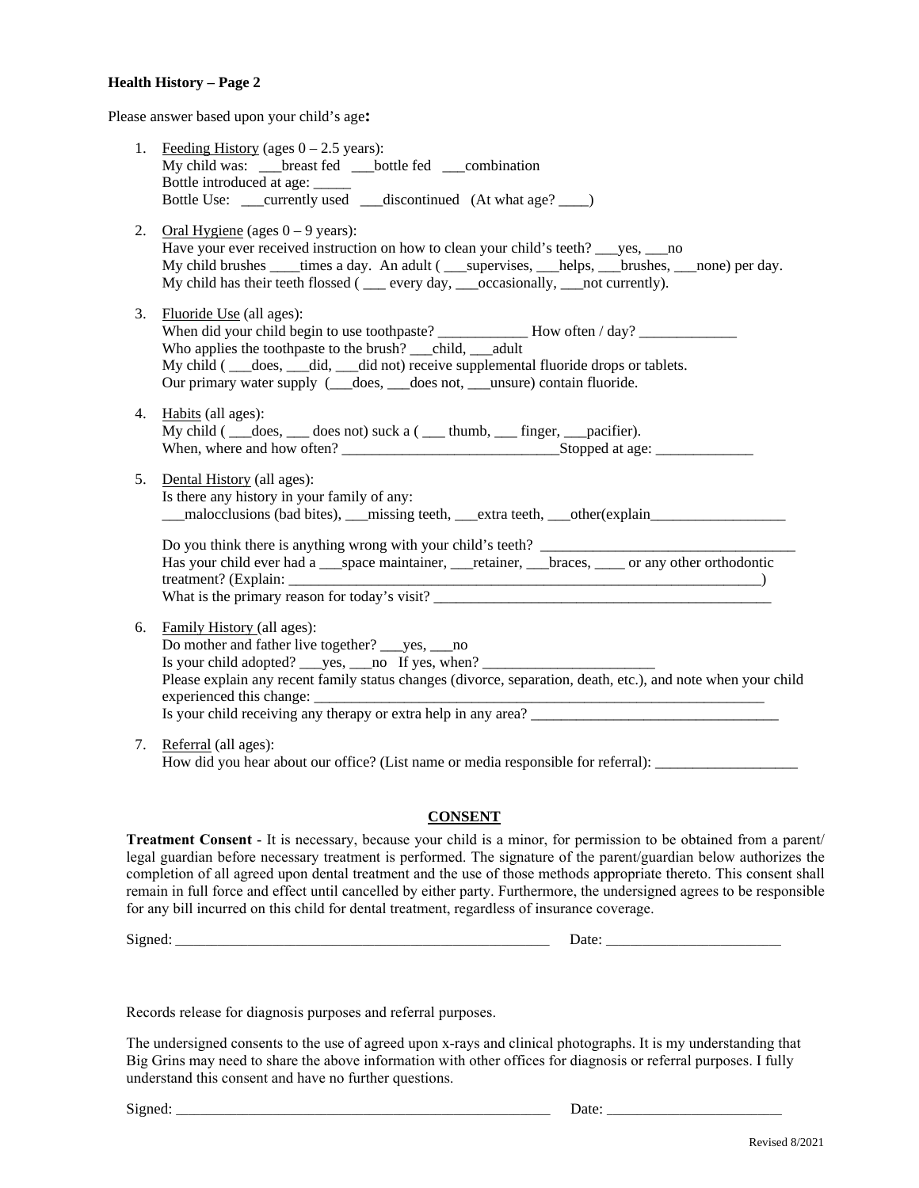**Health History – Page 2**

Please answer based upon your child's age**:**

1. Feeding History (ages 0 – 2.5 years):
   My child was: ___breast fed ___bottle fed ___combination
   Bottle introduced at age: _____
   Bottle Use: ___currently used ___discontinued (At what age? ____)

2. Oral Hygiene (ages 0 – 9 years):
   Have your ever received instruction on how to clean your child's teeth? ___yes, ___no
   My child brushes ____times a day. An adult ( ___supervises, ___helps, ___brushes, ___none) per day.
   My child has their teeth flossed ( ___ every day, ___occasionally, ___not currently).

3. Fluoride Use (all ages):
   When did your child begin to use toothpaste? ____________ How often / day? _____________
   Who applies the toothpaste to the brush? ___child, ___adult
   My child ( ___does, ___did, ___did not) receive supplemental fluoride drops or tablets.
   Our primary water supply (___does, ___does not, ___unsure) contain fluoride.

4. Habits (all ages):
   My child ( ___does, ___ does not) suck a ( ___ thumb, ___ finger, ___pacifier).
   When, where and how often? _____________________________Stopped at age: _____________

5. Dental History (all ages):
   Is there any history in your family of any:
   ___malocclusions (bad bites), ___missing teeth, ___extra teeth, ___other(explain__________________

   Do you think there is anything wrong with your child's teeth? __________________________________
   Has your child ever had a ___space maintainer, ___retainer, ___braces, ____ or any other orthodontic treatment? (Explain: _______________________________________________________________)
   What is the primary reason for today's visit? _______________________________________________

6. Family History (all ages):
   Do mother and father live together? ___yes, ___no
   Is your child adopted? ___yes, ___no If yes, when? _______________________
   Please explain any recent family status changes (divorce, separation, death, etc.), and note when your child experienced this change: ______________________________________________________________
   Is your child receiving any therapy or extra help in any area? _________________________________

7. Referral (all ages):
   How did you hear about our office? (List name or media responsible for referral): ___________________

## CONSENT

**Treatment Consent** - It is necessary, because your child is a minor, for permission to be obtained from a parent/ legal guardian before necessary treatment is performed. The signature of the parent/guardian below authorizes the completion of all agreed upon dental treatment and the use of those methods appropriate thereto. This consent shall remain in full force and effect until cancelled by either party. Furthermore, the undersigned agrees to be responsible for any bill incurred on this child for dental treatment, regardless of insurance coverage.

Signed: ____________________________________________________ Date: _______________________

Records release for diagnosis purposes and referral purposes.

The undersigned consents to the use of agreed upon x-rays and clinical photographs. It is my understanding that Big Grins may need to share the above information with other offices for diagnosis or referral purposes. I fully understand this consent and have no further questions.

Signed: ____________________________________________________ Date: _______________________

Revised 8/2021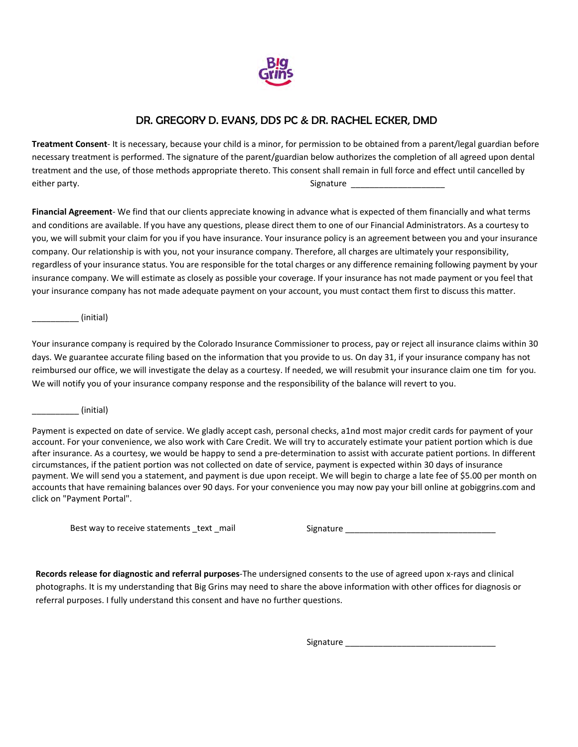Big Grins

## DR. GREGORY D. EVANS, DDS PC & DR. RACHEL ECKER, DMD

**Treatment Consent**- It is necessary, because your child is a minor, for permission to be obtained from a parent/legal guardian before necessary treatment is performed. The signature of the parent/guardian below authorizes the completion of all agreed upon dental treatment and the use, of those methods appropriate thereto. This consent shall remain in full force and effect until cancelled by either party.

Signature ____________________

**Financial Agreement**- We find that our clients appreciate knowing in advance what is expected of them financially and what terms and conditions are available. If you have any questions, please direct them to one of our Financial Administrators. As a courtesy to you, we will submit your claim for you if you have insurance. Your insurance policy is an agreement between you and your insurance company. Our relationship is with you, not your insurance company. Therefore, all charges are ultimately your responsibility, regardless of your insurance status. You are responsible for the total charges or any difference remaining following payment by your insurance company. We will estimate as closely as possible your coverage. If your insurance has not made payment or you feel that your insurance company has not made adequate payment on your account, you must contact them first to discuss this matter.

__________ (initial)

Your insurance company is required by the Colorado Insurance Commissioner to process, pay or reject all insurance claims within 30 days. We guarantee accurate filing based on the information that you provide to us. On day 31, if your insurance company has not reimbursed our office, we will investigate the delay as a courtesy. If needed, we will resubmit your insurance claim one tim for you. We will notify you of your insurance company response and the responsibility of the balance will revert to you.

__________ (initial)

Payment is expected on date of service. We gladly accept cash, personal checks, a1nd most major credit cards for payment of your account. For your convenience, we also work with Care Credit. We will try to accurately estimate your patient portion which is due after insurance. As a courtesy, we would be happy to send a pre-determination to assist with accurate patient portions. In different circumstances, if the patient portion was not collected on date of service, payment is expected within 30 days of insurance payment. We will send you a statement, and payment is due upon receipt. We will begin to charge a late fee of $5.00 per month on accounts that have remaining balances over 90 days. For your convenience you may now pay your bill online at gobiggrins.com and click on "Payment Portal".

Best way to receive statements _text _mail

Signature ________________________________

**Records release for diagnostic and referral purposes**-The undersigned consents to the use of agreed upon x-rays and clinical photographs. It is my understanding that Big Grins may need to share the above information with other offices for diagnosis or referral purposes. I fully understand this consent and have no further questions.

Signature ________________________________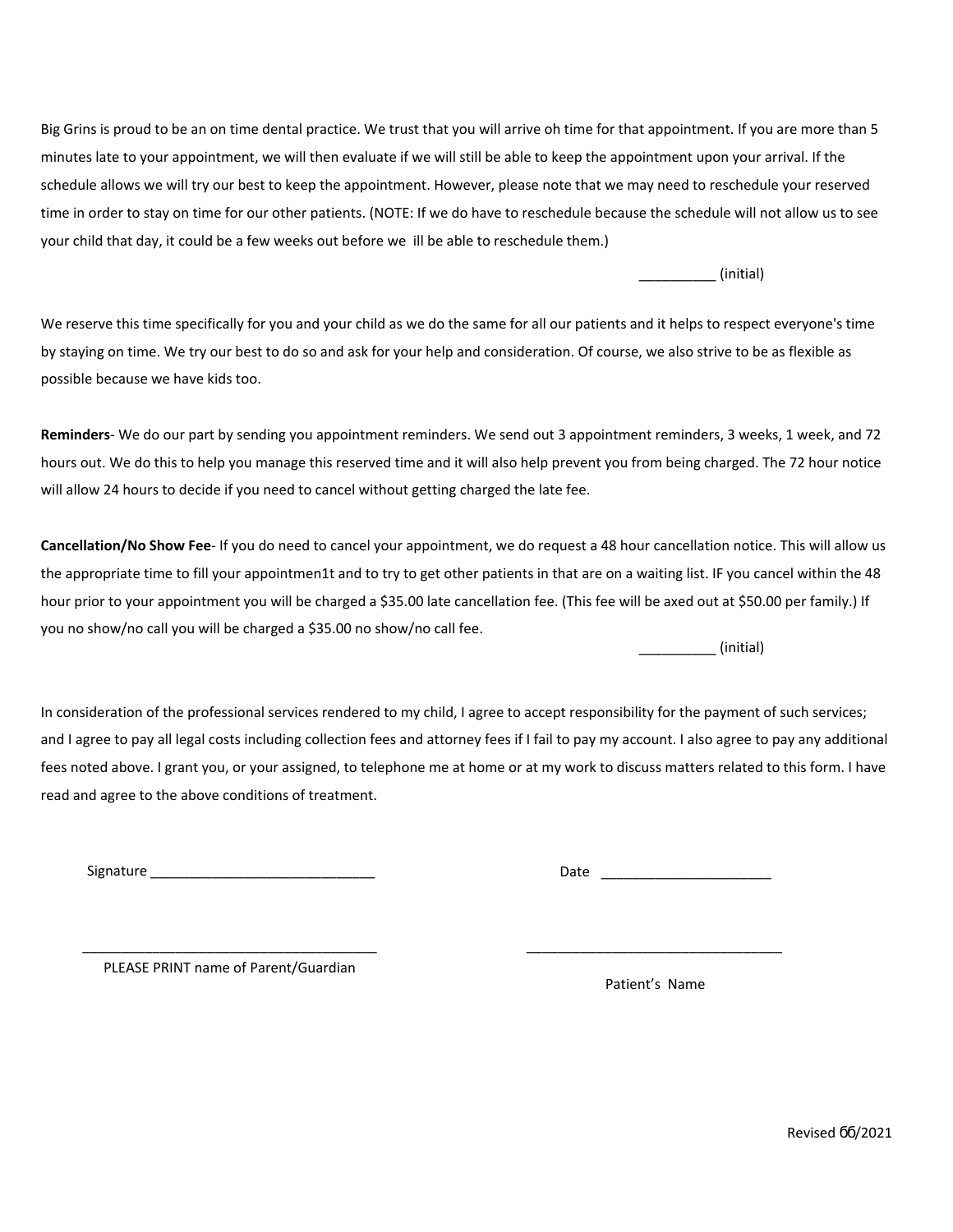Big Grins is proud to be an on time dental practice. We trust that you will arrive oh time for that appointment. If you are more than 5 minutes late to your appointment, we will then evaluate if we will still be able to keep the appointment upon your arrival. If the schedule allows we will try our best to keep the appointment. However, please note that we may need to reschedule your reserved time in order to stay on time for our other patients. (NOTE: If we do have to reschedule because the schedule will not allow us to see your child that day, it could be a few weeks out before we ill be able to reschedule them.)

__________ (initial)

We reserve this time specifically for you and your child as we do the same for all our patients and it helps to respect everyone's time by staying on time. We try our best to do so and ask for your help and consideration. Of course, we also strive to be as flexible as possible because we have kids too.

**Reminders**- We do our part by sending you appointment reminders. We send out 3 appointment reminders, 3 weeks, 1 week, and 72 hours out. We do this to help you manage this reserved time and it will also help prevent you from being charged. The 72 hour notice will allow 24 hours to decide if you need to cancel without getting charged the late fee.

**Cancellation/No Show Fee**- If you do need to cancel your appointment, we do request a 48 hour cancellation notice. This will allow us the appropriate time to fill your appointmen1t and to try to get other patients in that are on a waiting list. IF you cancel within the 48 hour prior to your appointment you will be charged a $35.00 late cancellation fee. (This fee will be axed out at $50.00 per family.) If you no show/no call you will be charged a $35.00 no show/no call fee.

__________ (initial)

In consideration of the professional services rendered to my child, I agree to accept responsibility for the payment of such services; and I agree to pay all legal costs including collection fees and attorney fees if I fail to pay my account. I also agree to pay any additional fees noted above. I grant you, or your assigned, to telephone me at home or at my work to discuss matters related to this form. I have read and agree to the above conditions of treatment.

Signature _____________________________ Date ______________________

_____________________________________ _________________________________

PLEASE PRINT name of Parent/Guardian Patient's Name

Revised 06/2021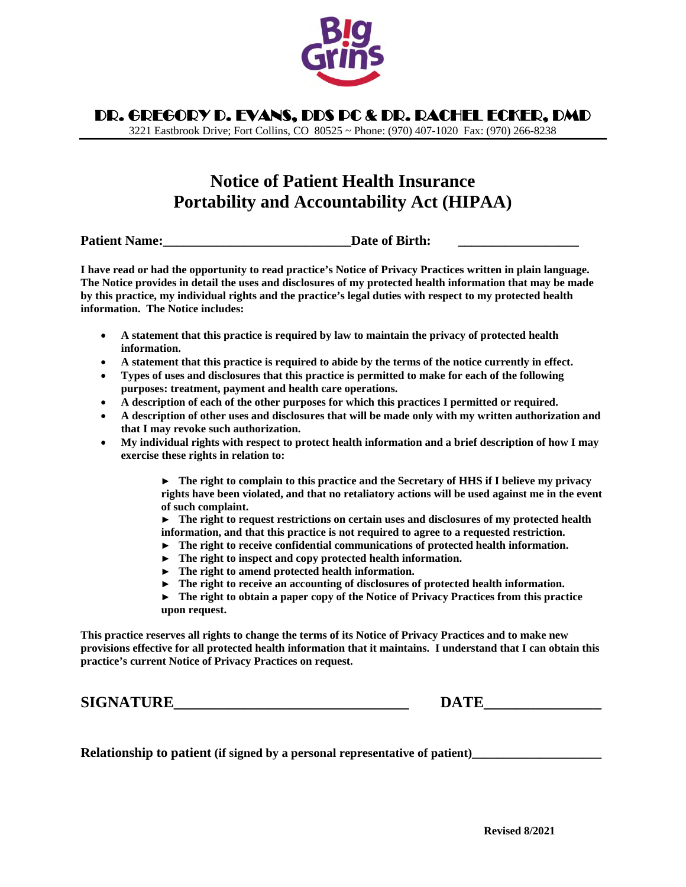DR. GREGORY D. EVANS, DDS PC & DR. RACHEL ECKER, DMD

3221 Eastbrook Drive; Fort Collins, CO 80525 ~ Phone: (970) 407-1020 Fax: (970) 266-8238

# Notice of Patient Health Insurance Portability and Accountability Act (HIPAA)

**Patient Name:**___________________________**Date of Birth:** _________________

**I have read or had the opportunity to read practice's Notice of Privacy Practices written in plain language. The Notice provides in detail the uses and disclosures of my protected health information that may be made by this practice, my individual rights and the practice's legal duties with respect to my protected health information. The Notice includes:**

- **A statement that this practice is required by law to maintain the privacy of protected health information.**
- **A statement that this practice is required to abide by the terms of the notice currently in effect.**
- **Types of uses and disclosures that this practice is permitted to make for each of the following purposes: treatment, payment and health care operations.**
- **A description of each of the other purposes for which this practices I permitted or required.**
- **A description of other uses and disclosures that will be made only with my written authorization and that I may revoke such authorization.**
- **My individual rights with respect to protect health information and a brief description of how I may exercise these rights in relation to:**

  ► **The right to complain to this practice and the Secretary of HHS if I believe my privacy rights have been violated, and that no retaliatory actions will be used against me in the event of such complaint.**

  ► **The right to request restrictions on certain uses and disclosures of my protected health information, and that this practice is not required to agree to a requested restriction.**

  ► **The right to receive confidential communications of protected health information.**

  ► **The right to inspect and copy protected health information.**

  ► **The right to amend protected health information.**

  ► **The right to receive an accounting of disclosures of protected health information.**

  ► **The right to obtain a paper copy of the Notice of Privacy Practices from this practice upon request.**

**This practice reserves all rights to change the terms of its Notice of Privacy Practices and to make new provisions effective for all protected health information that it maintains. I understand that I can obtain this practice's current Notice of Privacy Practices on request.**

**SIGNATURE**_______________________________ **DATE**_______________

**Relationship to patient (if signed by a personal representative of patient)**___________________

**Revised 8/2021**